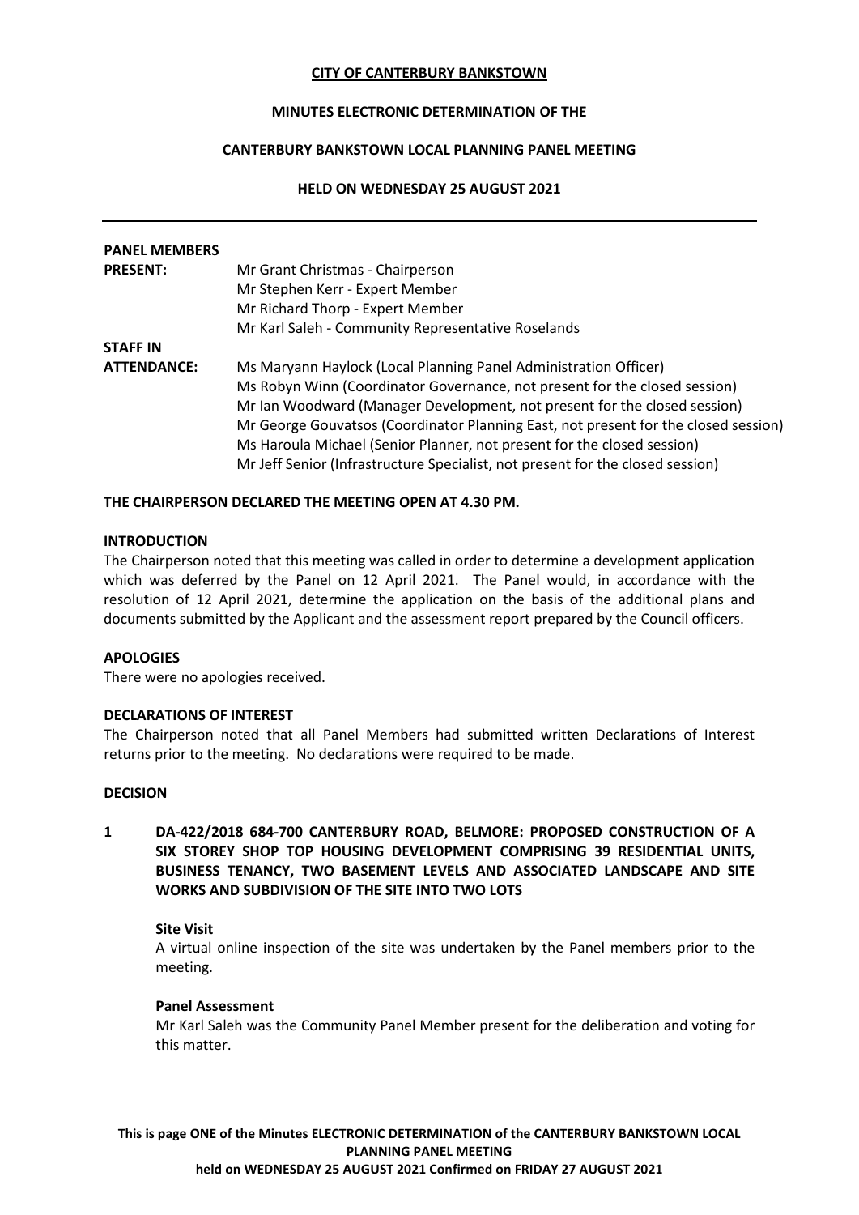**CITY OF CANTERBURY BANKSTOWN**

**MINUTES ELECTRONIC DETERMINATION OF THE**

**CANTERBURY BANKSTOWN LOCAL PLANNING PANEL MEETING**

**HELD ON WEDNESDAY 25 AUGUST 2021**

---

**PANEL MEMBERS PRESENT:**

Mr Grant Christmas - Chairperson
Mr Stephen Kerr - Expert Member
Mr Richard Thorp - Expert Member
Mr Karl Saleh - Community Representative Roselands

**STAFF IN ATTENDANCE:**

Ms Maryann Haylock (Local Planning Panel Administration Officer)
Ms Robyn Winn (Coordinator Governance, not present for the closed session)
Mr Ian Woodward (Manager Development, not present for the closed session)
Mr George Gouvatsos (Coordinator Planning East, not present for the closed session)
Ms Haroula Michael (Senior Planner, not present for the closed session)
Mr Jeff Senior (Infrastructure Specialist, not present for the closed session)

**THE CHAIRPERSON DECLARED THE MEETING OPEN AT 4.30 PM.**

**INTRODUCTION**

The Chairperson noted that this meeting was called in order to determine a development application which was deferred by the Panel on 12 April 2021. The Panel would, in accordance with the resolution of 12 April 2021, determine the application on the basis of the additional plans and documents submitted by the Applicant and the assessment report prepared by the Council officers.

**APOLOGIES**

There were no apologies received.

**DECLARATIONS OF INTEREST**

The Chairperson noted that all Panel Members had submitted written Declarations of Interest returns prior to the meeting. No declarations were required to be made.

**DECISION**

**1 DA-422/2018 684-700 CANTERBURY ROAD, BELMORE: PROPOSED CONSTRUCTION OF A SIX STOREY SHOP TOP HOUSING DEVELOPMENT COMPRISING 39 RESIDENTIAL UNITS, BUSINESS TENANCY, TWO BASEMENT LEVELS AND ASSOCIATED LANDSCAPE AND SITE WORKS AND SUBDIVISION OF THE SITE INTO TWO LOTS**

**Site Visit**

A virtual online inspection of the site was undertaken by the Panel members prior to the meeting.

**Panel Assessment**

Mr Karl Saleh was the Community Panel Member present for the deliberation and voting for this matter.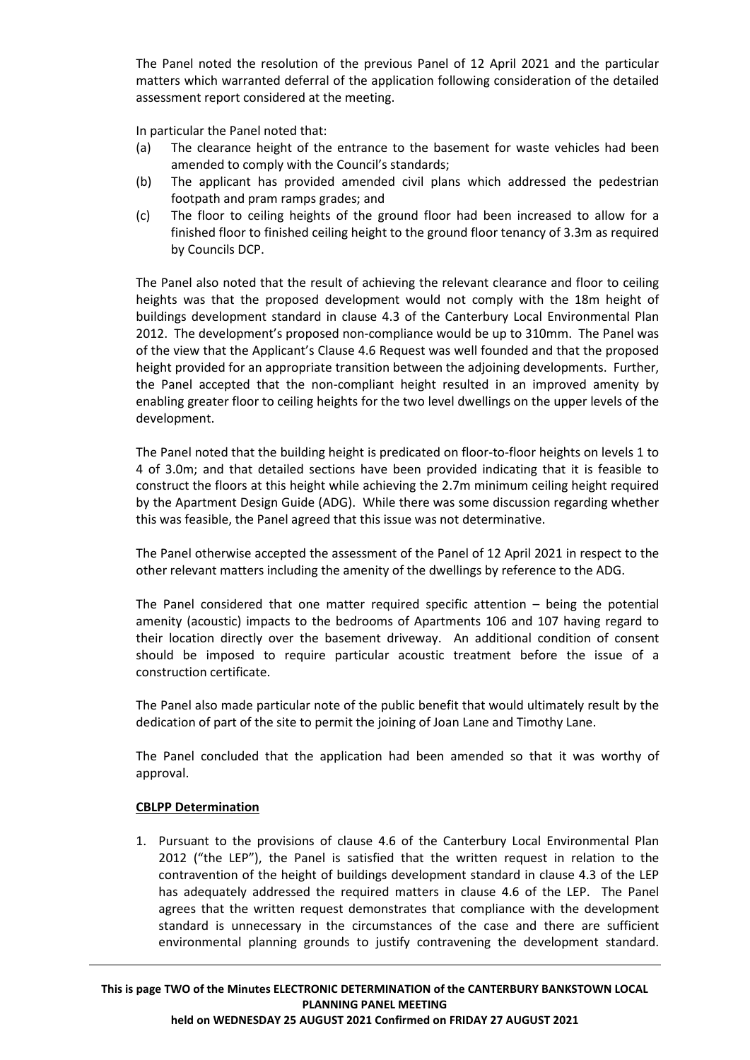The Panel noted the resolution of the previous Panel of 12 April 2021 and the particular matters which warranted deferral of the application following consideration of the detailed assessment report considered at the meeting.

In particular the Panel noted that:

(a) The clearance height of the entrance to the basement for waste vehicles had been amended to comply with the Council's standards;
(b) The applicant has provided amended civil plans which addressed the pedestrian footpath and pram ramps grades; and
(c) The floor to ceiling heights of the ground floor had been increased to allow for a finished floor to finished ceiling height to the ground floor tenancy of 3.3m as required by Councils DCP.

The Panel also noted that the result of achieving the relevant clearance and floor to ceiling heights was that the proposed development would not comply with the 18m height of buildings development standard in clause 4.3 of the Canterbury Local Environmental Plan 2012. The development's proposed non-compliance would be up to 310mm. The Panel was of the view that the Applicant's Clause 4.6 Request was well founded and that the proposed height provided for an appropriate transition between the adjoining developments. Further, the Panel accepted that the non-compliant height resulted in an improved amenity by enabling greater floor to ceiling heights for the two level dwellings on the upper levels of the development.

The Panel noted that the building height is predicated on floor-to-floor heights on levels 1 to 4 of 3.0m; and that detailed sections have been provided indicating that it is feasible to construct the floors at this height while achieving the 2.7m minimum ceiling height required by the Apartment Design Guide (ADG). While there was some discussion regarding whether this was feasible, the Panel agreed that this issue was not determinative.

The Panel otherwise accepted the assessment of the Panel of 12 April 2021 in respect to the other relevant matters including the amenity of the dwellings by reference to the ADG.

The Panel considered that one matter required specific attention – being the potential amenity (acoustic) impacts to the bedrooms of Apartments 106 and 107 having regard to their location directly over the basement driveway. An additional condition of consent should be imposed to require particular acoustic treatment before the issue of a construction certificate.

The Panel also made particular note of the public benefit that would ultimately result by the dedication of part of the site to permit the joining of Joan Lane and Timothy Lane.

The Panel concluded that the application had been amended so that it was worthy of approval.

**CBLPP Determination**

1. Pursuant to the provisions of clause 4.6 of the Canterbury Local Environmental Plan 2012 ("the LEP"), the Panel is satisfied that the written request in relation to the contravention of the height of buildings development standard in clause 4.3 of the LEP has adequately addressed the required matters in clause 4.6 of the LEP. The Panel agrees that the written request demonstrates that compliance with the development standard is unnecessary in the circumstances of the case and there are sufficient environmental planning grounds to justify contravening the development standard.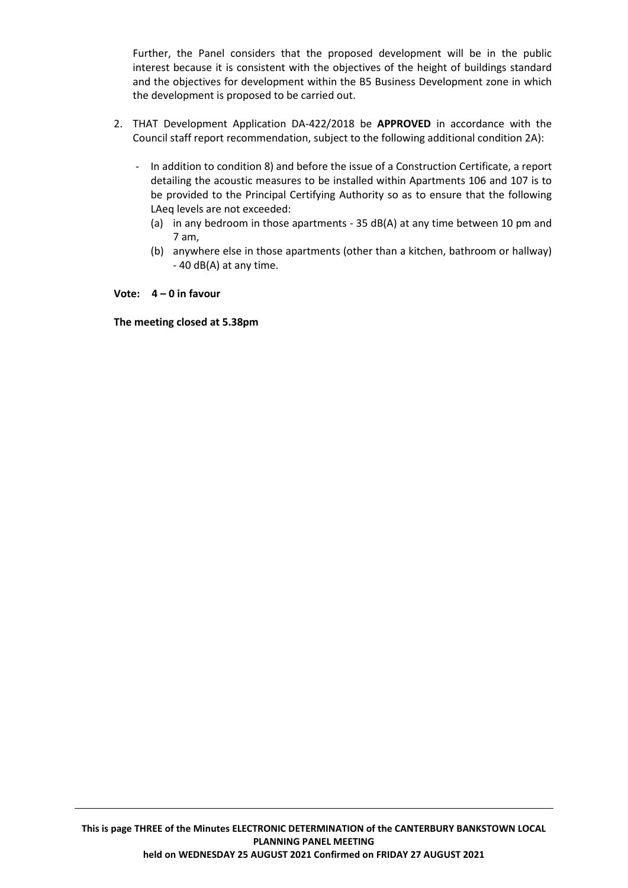Further, the Panel considers that the proposed development will be in the public interest because it is consistent with the objectives of the height of buildings standard and the objectives for development within the B5 Business Development zone in which the development is proposed to be carried out.

2. THAT Development Application DA-422/2018 be **APPROVED** in accordance with the Council staff report recommendation, subject to the following additional condition 2A):

   - In addition to condition 8) and before the issue of a Construction Certificate, a report detailing the acoustic measures to be installed within Apartments 106 and 107 is to be provided to the Principal Certifying Authority so as to ensure that the following LAeq levels are not exceeded:
     (a) in any bedroom in those apartments - 35 dB(A) at any time between 10 pm and 7 am,
     (b) anywhere else in those apartments (other than a kitchen, bathroom or hallway) - 40 dB(A) at any time.

**Vote: 4 – 0 in favour**

**The meeting closed at 5.38pm**